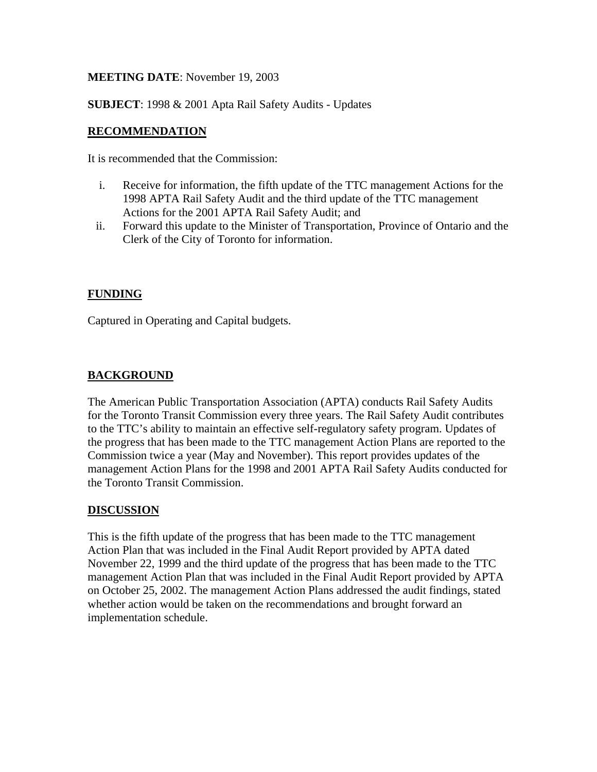**MEETING DATE**: November 19, 2003

**SUBJECT**: 1998 & 2001 Apta Rail Safety Audits - Updates

## RECOMMENDATION

It is recommended that the Commission:

i. Receive for information, the fifth update of the TTC management Actions for the 1998 APTA Rail Safety Audit and the third update of the TTC management Actions for the 2001 APTA Rail Safety Audit; and
ii. Forward this update to the Minister of Transportation, Province of Ontario and the Clerk of the City of Toronto for information.

## FUNDING

Captured in Operating and Capital budgets.

## BACKGROUND

The American Public Transportation Association (APTA) conducts Rail Safety Audits for the Toronto Transit Commission every three years. The Rail Safety Audit contributes to the TTC's ability to maintain an effective self-regulatory safety program. Updates of the progress that has been made to the TTC management Action Plans are reported to the Commission twice a year (May and November). This report provides updates of the management Action Plans for the 1998 and 2001 APTA Rail Safety Audits conducted for the Toronto Transit Commission.

## DISCUSSION

This is the fifth update of the progress that has been made to the TTC management Action Plan that was included in the Final Audit Report provided by APTA dated November 22, 1999 and the third update of the progress that has been made to the TTC management Action Plan that was included in the Final Audit Report provided by APTA on October 25, 2002. The management Action Plans addressed the audit findings, stated whether action would be taken on the recommendations and brought forward an implementation schedule.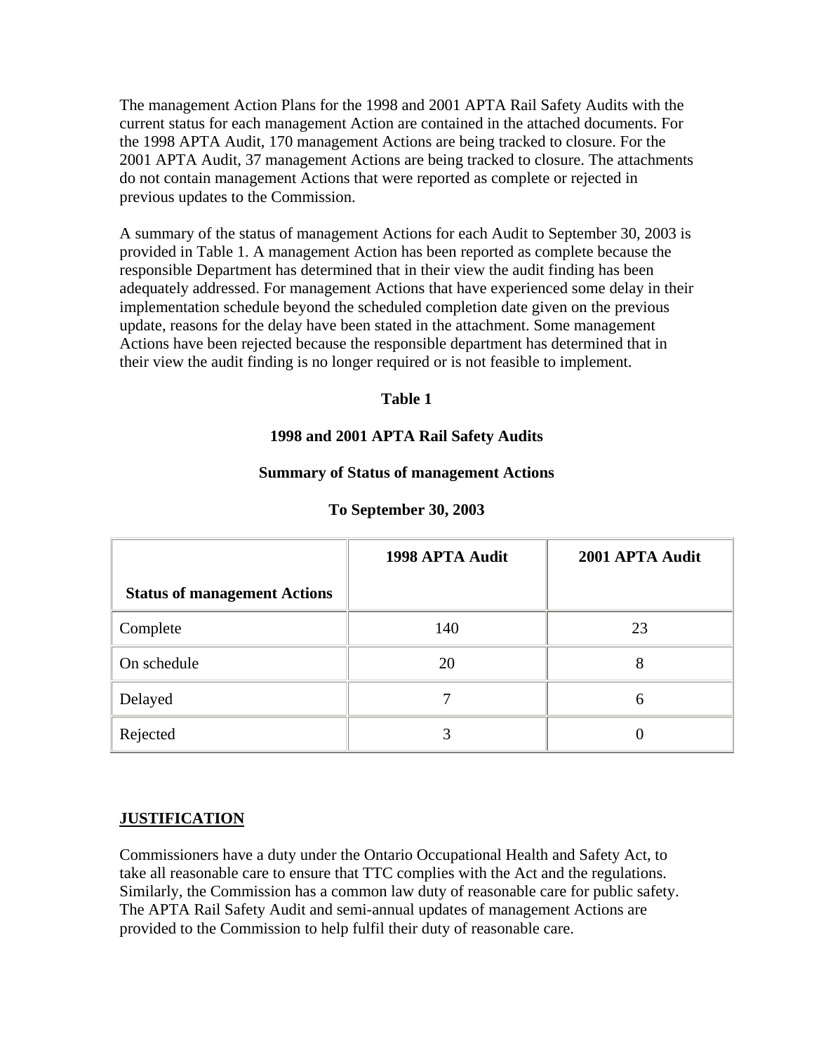The management Action Plans for the 1998 and 2001 APTA Rail Safety Audits with the current status for each management Action are contained in the attached documents. For the 1998 APTA Audit, 170 management Actions are being tracked to closure. For the 2001 APTA Audit, 37 management Actions are being tracked to closure. The attachments do not contain management Actions that were reported as complete or rejected in previous updates to the Commission.

A summary of the status of management Actions for each Audit to September 30, 2003 is provided in Table 1. A management Action has been reported as complete because the responsible Department has determined that in their view the audit finding has been adequately addressed. For management Actions that have experienced some delay in their implementation schedule beyond the scheduled completion date given on the previous update, reasons for the delay have been stated in the attachment. Some management Actions have been rejected because the responsible department has determined that in their view the audit finding is no longer required or is not feasible to implement.

**Table 1**

**1998 and 2001 APTA Rail Safety Audits**

**Summary of Status of management Actions**

**To September 30, 2003**

| Status of management Actions | 1998 APTA Audit | 2001 APTA Audit |
|---|---|---|
| Complete | 140 | 23 |
| On schedule | 20 | 8 |
| Delayed | 7 | 6 |
| Rejected | 3 | 0 |

## JUSTIFICATION

Commissioners have a duty under the Ontario Occupational Health and Safety Act, to take all reasonable care to ensure that TTC complies with the Act and the regulations. Similarly, the Commission has a common law duty of reasonable care for public safety. The APTA Rail Safety Audit and semi-annual updates of management Actions are provided to the Commission to help fulfil their duty of reasonable care.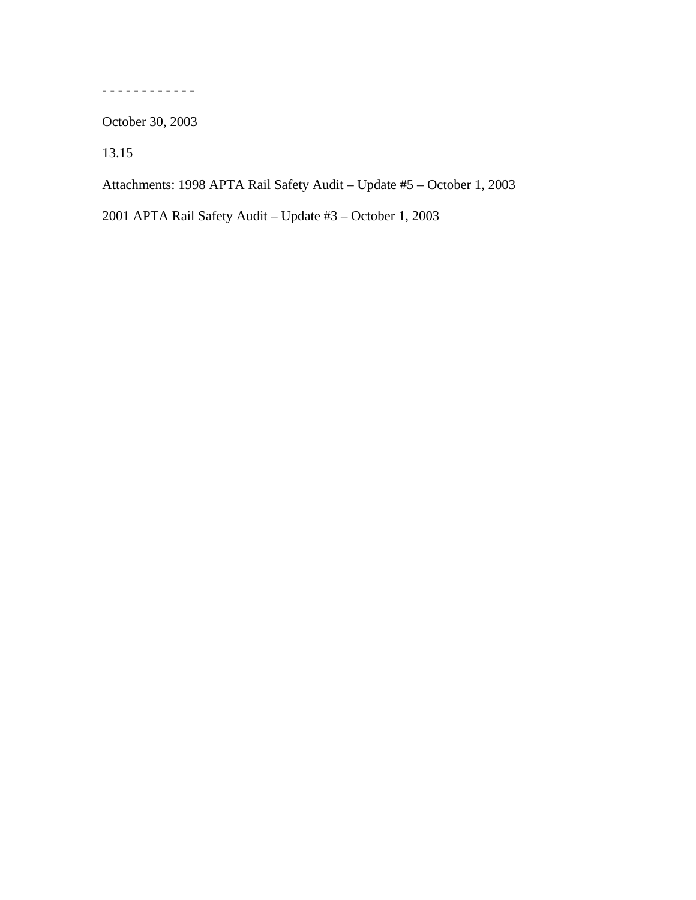- - - - - - - - - - - -

October 30, 2003

13.15

Attachments: 1998 APTA Rail Safety Audit – Update #5 – October 1, 2003

2001 APTA Rail Safety Audit – Update #3 – October 1, 2003